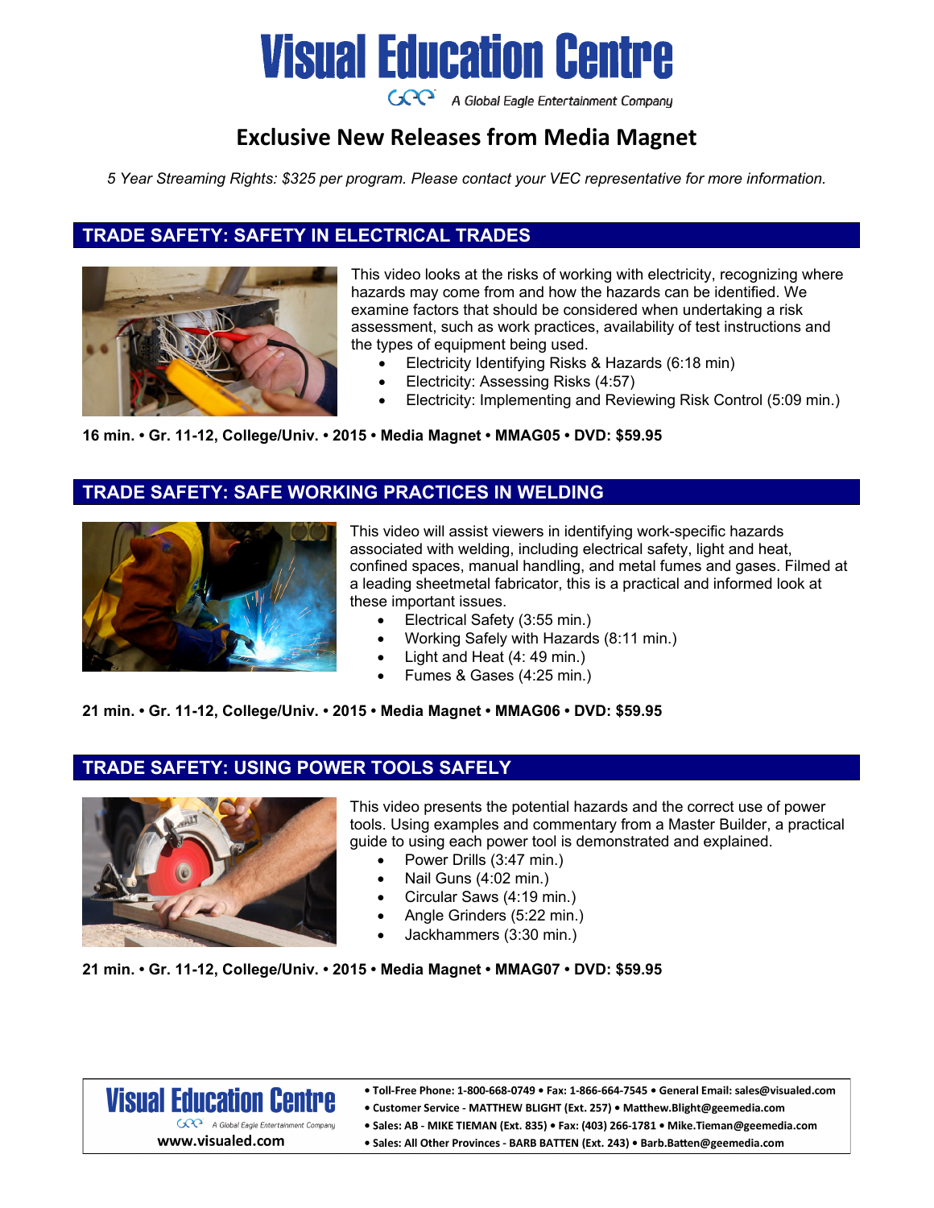# Visual Education Centre

A Global Eagle Entertainment Company

## Exclusive New Releases from Media Magnet

*5 Year Streaming Rights: $325 per program. Please contact your VEC representative for more information.*

### TRADE SAFETY: SAFETY IN ELECTRICAL TRADES

This video looks at the risks of working with electricity, recognizing where hazards may come from and how the hazards can be identified. We examine factors that should be considered when undertaking a risk assessment, such as work practices, availability of test instructions and the types of equipment being used.

- Electricity Identifying Risks & Hazards (6:18 min)
- Electricity: Assessing Risks (4:57)
- Electricity: Implementing and Reviewing Risk Control (5:09 min.)

**16 min. • Gr. 11-12, College/Univ. • 2015 • Media Magnet • MMAG05 • DVD: $59.95**

### TRADE SAFETY: SAFE WORKING PRACTICES IN WELDING

This video will assist viewers in identifying work-specific hazards associated with welding, including electrical safety, light and heat, confined spaces, manual handling, and metal fumes and gases. Filmed at a leading sheetmetal fabricator, this is a practical and informed look at these important issues.

- Electrical Safety (3:55 min.)
- Working Safely with Hazards (8:11 min.)
- Light and Heat (4: 49 min.)
- Fumes & Gases (4:25 min.)

**21 min. • Gr. 11-12, College/Univ. • 2015 • Media Magnet • MMAG06 • DVD: $59.95**

### TRADE SAFETY: USING POWER TOOLS SAFELY

This video presents the potential hazards and the correct use of power tools. Using examples and commentary from a Master Builder, a practical guide to using each power tool is demonstrated and explained.

- Power Drills (3:47 min.)
- Nail Guns (4:02 min.)
- Circular Saws (4:19 min.)
- Angle Grinders (5:22 min.)
- Jackhammers (3:30 min.)

**21 min. • Gr. 11-12, College/Univ. • 2015 • Media Magnet • MMAG07 • DVD: $59.95**

---

**Visual Education Centre** — A Global Eagle Entertainment Company — www.visualed.com

- **Toll-Free Phone: 1-800-668-0749 • Fax: 1-866-664-7545 • General Email: sales@visualed.com**
- **Customer Service - MATTHEW BLIGHT (Ext. 257) • Matthew.Blight@geemedia.com**
- **Sales: AB - MIKE TIEMAN (Ext. 835) • Fax: (403) 266-1781 • Mike.Tieman@geemedia.com**
- **Sales: All Other Provinces - BARB BATTEN (Ext. 243) • Barb.Batten@geemedia.com**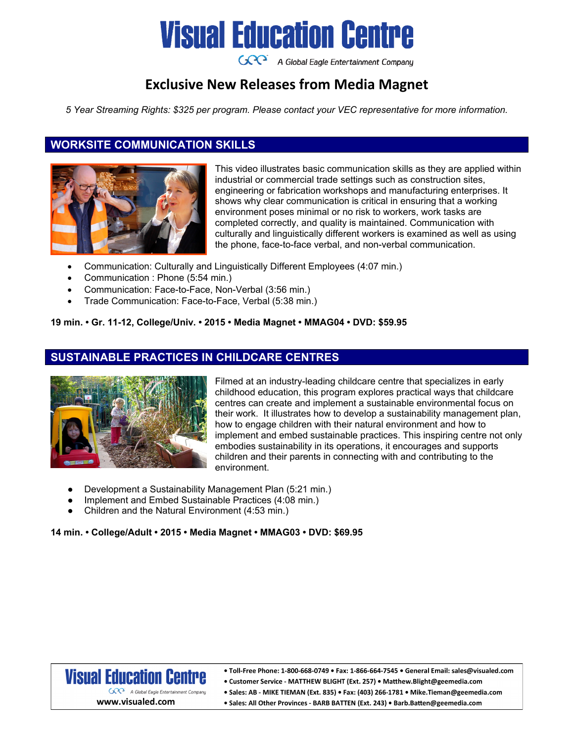# Visual Education Centre

A Global Eagle Entertainment Company

## Exclusive New Releases from Media Magnet

*5 Year Streaming Rights: $325 per program. Please contact your VEC representative for more information.*

## WORKSITE COMMUNICATION SKILLS

This video illustrates basic communication skills as they are applied within industrial or commercial trade settings such as construction sites, engineering or fabrication workshops and manufacturing enterprises. It shows why clear communication is critical in ensuring that a working environment poses minimal or no risk to workers, work tasks are completed correctly, and quality is maintained. Communication with culturally and linguistically different workers is examined as well as using the phone, face-to-face verbal, and non-verbal communication.

- Communication: Culturally and Linguistically Different Employees (4:07 min.)
- Communication : Phone (5:54 min.)
- Communication: Face-to-Face, Non-Verbal (3:56 min.)
- Trade Communication: Face-to-Face, Verbal (5:38 min.)

**19 min. • Gr. 11-12, College/Univ. • 2015 • Media Magnet • MMAG04 • DVD: $59.95**

## SUSTAINABLE PRACTICES IN CHILDCARE CENTRES

Filmed at an industry-leading childcare centre that specializes in early childhood education, this program explores practical ways that childcare centres can create and implement a sustainable environmental focus on their work. It illustrates how to develop a sustainability management plan, how to engage children with their natural environment and how to implement and embed sustainable practices. This inspiring centre not only embodies sustainability in its operations, it encourages and supports children and their parents in connecting with and contributing to the environment.

- Development a Sustainability Management Plan (5:21 min.)
- Implement and Embed Sustainable Practices (4:08 min.)
- Children and the Natural Environment (4:53 min.)

**14 min. • College/Adult • 2015 • Media Magnet • MMAG03 • DVD: $69.95**

Visual Education Centre
A Global Eagle Entertainment Company
www.visualed.com

- **Toll-Free Phone: 1-800-668-0749 • Fax: 1-866-664-7545 • General Email: sales@visualed.com**
- **Customer Service - MATTHEW BLIGHT (Ext. 257) • Matthew.Blight@geemedia.com**
- **Sales: AB - MIKE TIEMAN (Ext. 835) • Fax: (403) 266-1781 • Mike.Tieman@geemedia.com**
- **Sales: All Other Provinces - BARB BATTEN (Ext. 243) • Barb.Batten@geemedia.com**